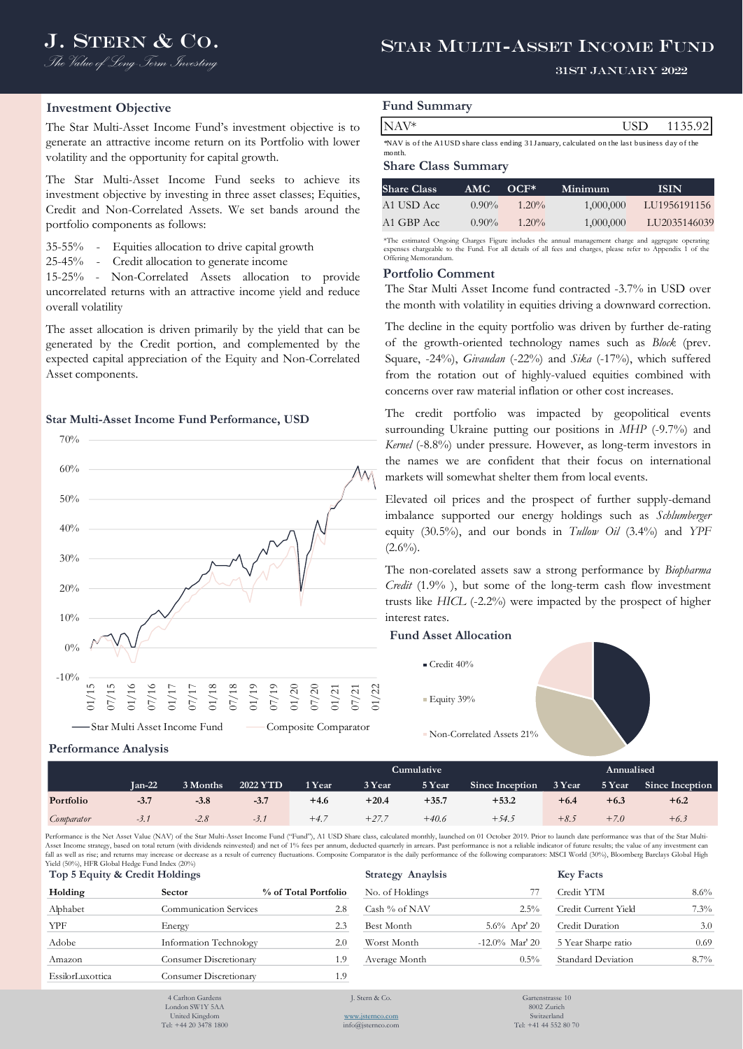# J. Stern & Co.

*The Value of Long Term Investing*

# Star Multi-Asset Income Fund

31st January 2022

## Investment Objective

The Star Multi-Asset Income Fund's investment objective is to generate an attractive income return on its Portfolio with lower volatility and the opportunity for capital growth.

The Star Multi-Asset Income Fund seeks to achieve its investment objective by investing in three asset classes; Equities, Credit and Non-Correlated Assets. We set bands around the portfolio components as follows:

35-55% - Equities allocation to drive capital growth
25-45% - Credit allocation to generate income
15-25% - Non-Correlated Assets allocation to provide uncorrelated returns with an attractive income yield and reduce overall volatility

The asset allocation is driven primarily by the yield that can be generated by the Credit portion, and complemented by the expected capital appreciation of the Equity and Non-Correlated Asset components.

## Star Multi-Asset Income Fund Performance, USD

Star Multi Asset Income Fund — Composite Comparator

## Fund Summary

| NAV* | USD | 1135.92 |
|---|---|---|

*NAV is of the A1USD share class ending 31 January, calculated on the last business day of the month.

## Share Class Summary

| Share Class | AMC | OCF* | Minimum | ISIN |
|---|---|---|---|---|
| A1 USD Acc | 0.90% | 1.20% | 1,000,000 | LU1956191156 |
| A1 GBP Acc | 0.90% | 1.20% | 1,000,000 | LU2035146039 |

*The estimated Ongoing Charges Figure includes the annual management charge and aggregate operating expenses chargeable to the Fund. For all details of all fees and charges, please refer to Appendix 1 of the Offering Memorandum.

## Portfolio Comment

The Star Multi Asset Income fund contracted -3.7% in USD over the month with volatility in equities driving a downward correction.

The decline in the equity portfolio was driven by further de-rating of the growth-oriented technology names such as *Block* (prev. Square, -24%), *Givaudan* (-22%) and *Sika* (-17%), which suffered from the rotation out of highly-valued equities combined with concerns over raw material inflation or other cost increases.

The credit portfolio was impacted by geopolitical events surrounding Ukraine putting our positions in *MHP* (-9.7%) and *Kernel* (-8.8%) under pressure. However, as long-term investors in the names we are confident that their focus on international markets will somewhat shelter them from local events.

Elevated oil prices and the prospect of further supply-demand imbalance supported our energy holdings such as *Schlumberger* equity (30.5%), and our bonds in *Tullow Oil* (3.4%) and *YPF* (2.6%).

The non-corelated assets saw a strong performance by *Biopharma Credit* (1.9% ), but some of the long-term cash flow investment trusts like *HICL* (-2.2%) were impacted by the prospect of higher interest rates.

## Fund Asset Allocation

- Credit 40%
- Equity 39%
- Non-Correlated Assets 21%

## Performance Analysis

| | | | | Cumulative | | | | Annualised | | |
|---|---|---|---|---|---|---|---|---|---|---|
| | Jan-22 | 3 Months | 2022 YTD | 1 Year | 3 Year | 5 Year | Since Inception | 3 Year | 5 Year | Since Inception |
| **Portfolio** | **-3.7** | **-3.8** | **-3.7** | **+4.6** | **+20.4** | **+35.7** | **+53.2** | **+6.4** | **+6.3** | **+6.2** |
| *Comparator* | *-3.1* | *-2.8* | *-3.1* | *+4.7* | *+27.7* | *+40.6* | *+54.5* | *+8.5* | *+7.0* | *+6.3* |

Performance is the Net Asset Value (NAV) of the Star Multi-Asset Income Fund ("Fund"), A1 USD Share class, calculated monthly, launched on 01 October 2019. Prior to launch date performance was that of the Star Multi-Asset Income strategy, based on total return (with dividends reinvested) and net of 1% fees per annum, deducted quarterly in arrears. Past performance is not a reliable indicator of future results; the value of any investment can fall as well as rise; and returns may increase or decrease as a result of currency fluctuations. Composite Comparator is the daily performance of the following comparators: MSCI World (30%), Bloomberg Barclays Global High Yield (50%), HFR Global Hedge Fund Index (20%)

## Top 5 Equity & Credit Holdings

| Holding | Sector | % of Total Portfolio |
|---|---|---|
| Alphabet | Communication Services | 2.8 |
| YPF | Energy | 2.3 |
| Adobe | Information Technology | 2.0 |
| Amazon | Consumer Discretionary | 1.9 |
| EssilorLuxottica | Consumer Discretionary | 1.9 |

## Strategy Anaylsis

| | |
|---|---|
| No. of Holdings | 77 |
| Cash % of NAV | 2.5% |
| Best Month | 5.6% Apr' 20 |
| Worst Month | -12.0% Mar' 20 |
| Average Month | 0.5% |

## Key Facts

| | |
|---|---|
| Credit YTM | 8.6% |
| Credit Current Yield | 7.3% |
| Credit Duration | 3.0 |
| 5 Year Sharpe ratio | 0.69 |
| Standard Deviation | 8.7% |

4 Carlton Gardens
London SW1Y 5AA
United Kingdom
Tel: +44 20 3478 1800

J. Stern & Co.
www.jsternco.com
info@jsternco.com

Gartenstrasse 10
8002 Zurich
Switzerland
Tel: +41 44 552 80 70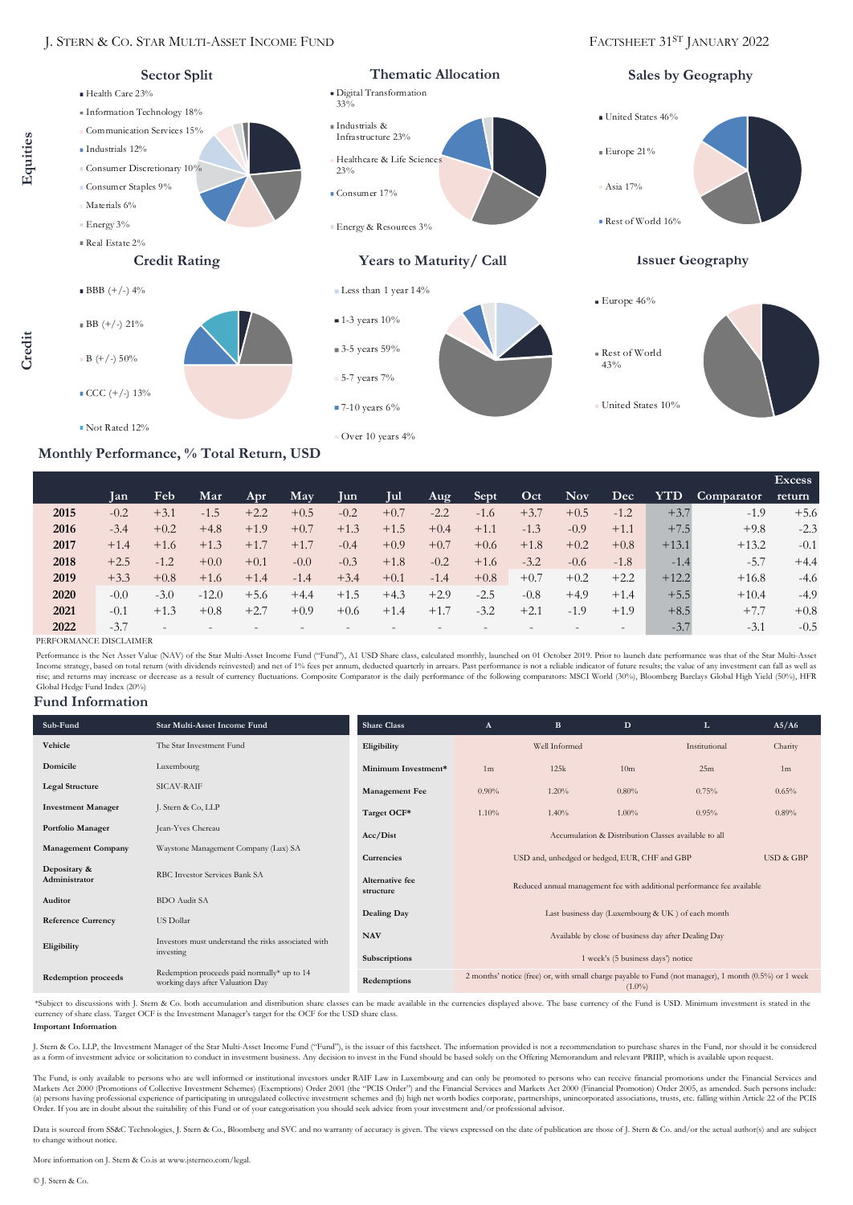J. STERN & CO. STAR MULTI-ASSET INCOME FUND

FACTSHEET 31ST JANUARY 2022

## Equities

### Sector Split

- Health Care 23%
- Information Technology 18%
- Communication Services 15%
- Industrials 12%
- Consumer Discretionary 10%
- Consumer Staples 9%
- Materials 6%
- Energy 3%
- Real Estate 2%

### Thematic Allocation

- Digital Transformation 33%
- Industrials & Infrastructure 23%
- Healthcare & Life Sciences 23%
- Consumer 17%
- Energy & Resources 3%

### Sales by Geography

- United States 46%
- Europe 21%
- Asia 17%
- Rest of World 16%

## Credit

### Credit Rating

- BBB (+/-) 4%
- BB (+/-) 21%
- B (+/-) 50%
- CCC (+/-) 13%
- Not Rated 12%

### Years to Maturity/ Call

- Less than 1 year 14%
- 1-3 years 10%
- 3-5 years 59%
- 5-7 years 7%
- 7-10 years 6%
- Over 10 years 4%

### Issuer Geography

- Europe 46%
- Rest of World 43%
- United States 10%

## Monthly Performance, % Total Return, USD

| | Jan | Feb | Mar | Apr | May | Jun | Jul | Aug | Sept | Oct | Nov | Dec | YTD | Comparator | Excess return |
|---|---|---|---|---|---|---|---|---|---|---|---|---|---|---|---|
| **2015** | -0.2 | +3.1 | -1.5 | +2.2 | +0.5 | -0.2 | +0.7 | -2.2 | -1.6 | +3.7 | +0.5 | -1.2 | +3.7 | -1.9 | +5.6 |
| **2016** | -3.4 | +0.2 | +4.8 | +1.9 | +0.7 | +1.3 | +1.5 | +0.4 | +1.1 | -1.3 | -0.9 | +1.1 | +7.5 | +9.8 | -2.3 |
| **2017** | +1.4 | +1.6 | +1.3 | +1.7 | +1.7 | -0.4 | +0.9 | +0.7 | +0.6 | +1.8 | +0.2 | +0.8 | +13.1 | +13.2 | -0.1 |
| **2018** | +2.5 | -1.2 | +0.0 | +0.1 | -0.0 | -0.3 | +1.8 | -0.2 | +1.6 | -3.2 | -0.6 | -1.8 | -1.4 | -5.7 | +4.4 |
| **2019** | +3.3 | +0.8 | +1.6 | +1.4 | -1.4 | +3.4 | +0.1 | -1.4 | +0.8 | +0.7 | +0.2 | +2.2 | +12.2 | +16.8 | -4.6 |
| **2020** | -0.0 | -3.0 | -12.0 | +5.6 | +4.4 | +1.5 | +4.3 | +2.9 | -2.5 | -0.8 | +4.9 | +1.4 | +5.5 | +10.4 | -4.9 |
| **2021** | -0.1 | +1.3 | +0.8 | +2.7 | +0.9 | +0.6 | +1.4 | +1.7 | -3.2 | +2.1 | -1.9 | +1.9 | +8.5 | +7.7 | +0.8 |
| **2022** | -3.7 | - | - | - | - | - | - | - | - | - | - | - | -3.7 | -3.1 | -0.5 |

PERFORMANCE DISCLAIMER

Performance is the Net Asset Value (NAV) of the Star Multi-Asset Income Fund ("Fund"), A1 USD Share class, calculated monthly, launched on 01 October 2019. Prior to launch date performance was that of the Star Multi-Asset Income strategy, based on total return (with dividends reinvested) and net of 1% fees per annum, deducted quarterly in arrears. Past performance is not a reliable indicator of future results; the value of any investment can fall as well as rise; and returns may increase or decrease as a result of currency fluctuations. Composite Comparator is the daily performance of the following comparators: MSCI World (30%), Bloomberg Barclays Global High Yield (50%), HFR Global Hedge Fund Index (20%)

## Fund Information

| Sub-Fund | Star Multi-Asset Income Fund |
|---|---|
| **Vehicle** | The Star Investment Fund |
| **Domicile** | Luxembourg |
| **Legal Structure** | SICAV-RAIF |
| **Investment Manager** | J. Stern & Co, LLP |
| **Portfolio Manager** | Jean-Yves Chereau |
| **Management Company** | Waystone Management Company (Lux) SA |
| **Depositary & Administrator** | RBC Investor Services Bank SA |
| **Auditor** | BDO Audit SA |
| **Reference Currency** | US Dollar |
| **Eligibility** | Investors must understand the risks associated with investing |
| **Redemption proceeds** | Redemption proceeds paid normally* up to 14 working days after Valuation Day |

| Share Class | A | B | D | L | A5/A6 |
|---|---|---|---|---|---|
| **Eligibility** | | Well Informed | | Institutional | Charity |
| **Minimum Investment*** | 1m | 125k | 10m | 25m | 1m |
| **Management Fee** | 0.90% | 1.20% | 0.80% | 0.75% | 0.65% |
| **Target OCF*** | 1.10% | 1.40% | 1.00% | 0.95% | 0.89% |
| **Acc/Dist** | Accumulation & Distribution Classes available to all | | | | |
| **Currencies** | USD and, unhedged or hedged, EUR, CHF and GBP | | | | USD & GBP |
| **Alternative fee structure** | Reduced annual management fee with additional performance fee available | | | | |
| **Dealing Day** | Last business day (Luxembourg & UK ) of each month | | | | |
| **NAV** | Available by close of business day after Dealing Day | | | | |
| **Subscriptions** | 1 week's (5 business days') notice | | | | |
| **Redemptions** | 2 months' notice (free) or, with small charge payable to Fund (not manager), 1 month (0.5%) or 1 week (1.0%) | | | | |

*Subject to discussions with J. Stern & Co. both accumulation and distribution share classes can be made available in the currencies displayed above. The base currency of the Fund is USD. Minimum investment is stated in the currency of share class. Target OCF is the Investment Manager's target for the OCF for the USD share class.

**Important Information**

J. Stern & Co. LLP, the Investment Manager of the Star Multi-Asset Income Fund ("Fund"), is the issuer of this factsheet. The information provided is not a recommendation to purchase shares in the Fund, nor should it be considered as a form of investment advice or solicitation to conduct in investment business. Any decision to invest in the Fund should be based solely on the Offering Memorandum and relevant PRIIP, which is available upon request.

The Fund, is only available to persons who are well informed or institutional investors under RAIF Law in Luxembourg and can only be promoted to persons who can receive financial promotions under the Financial Services and Markets Act 2000 (Promotions of Collective Investment Schemes) (Exemptions) Order 2001 (the "PCIS Order") and the Financial Services and Markets Act 2000 (Financial Promotion) Order 2005, as amended. Such persons include: (a) persons having professional experience of participating in unregulated collective investment schemes and (b) high net worth bodies corporate, partnerships, unincorporated associations, trusts, etc. falling within Article 22 of the PCIS Order. If you are in doubt about the suitability of this Fund or of your categorisation you should seek advice from your investment and/or professional advisor.

Data is sourced from SS&C Technologies, J. Stern & Co., Bloomberg and SVC and no warranty of accuracy is given. The views expressed on the date of publication are those of J. Stern & Co. and/or the actual author(s) and are subject to change without notice.

More information on J. Stern & Co.is at www.jsternco.com/legal.

© J. Stern & Co.